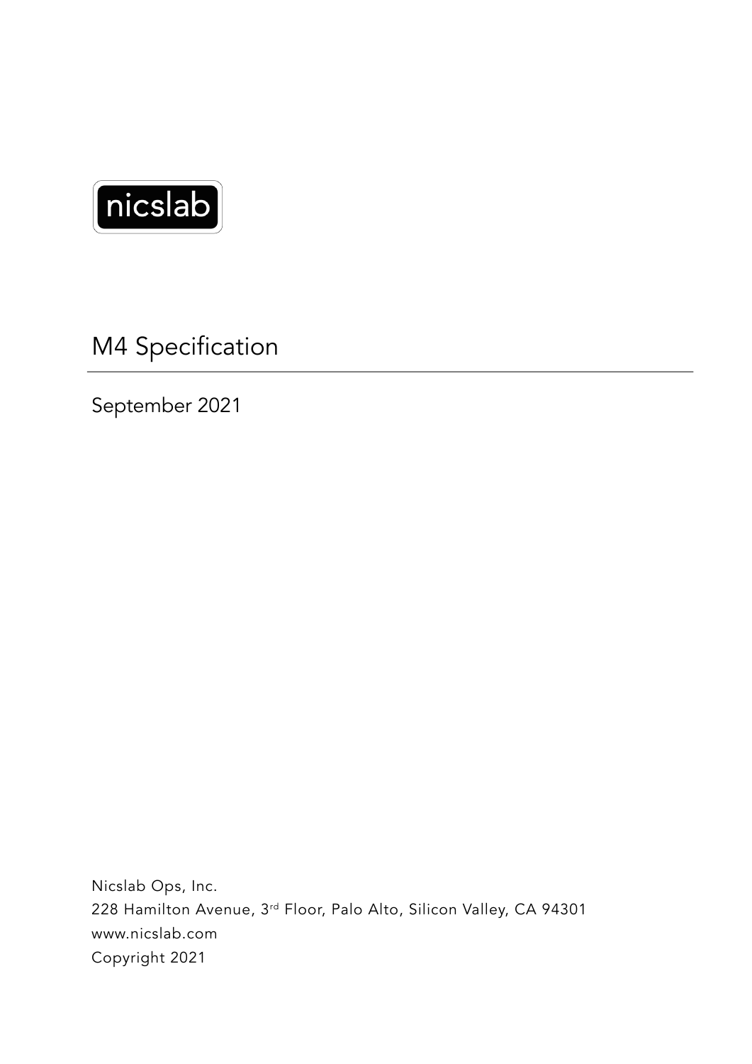nicslab

# M4 Specification

September 2021

Nicslab Ops, Inc.
228 Hamilton Avenue, 3rd Floor, Palo Alto, Silicon Valley, CA 94301
www.nicslab.com
Copyright 2021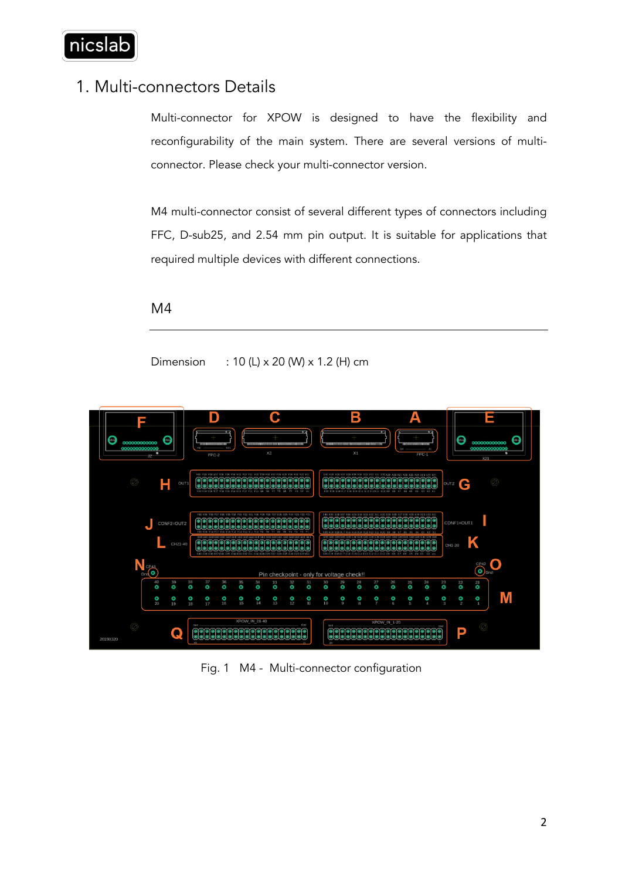# 1. Multi-connectors Details

Multi-connector for XPOW is designed to have the flexibility and reconfigurability of the main system. There are several versions of multi-connector. Please check your multi-connector version.

M4 multi-connector consist of several different types of connectors including FFC, D-sub25, and 2.54 mm pin output. It is suitable for applications that required multiple devices with different connections.

## M4

Dimension : 10 (L) x 20 (W) x 1.2 (H) cm

Fig. 1 M4 - Multi-connector configuration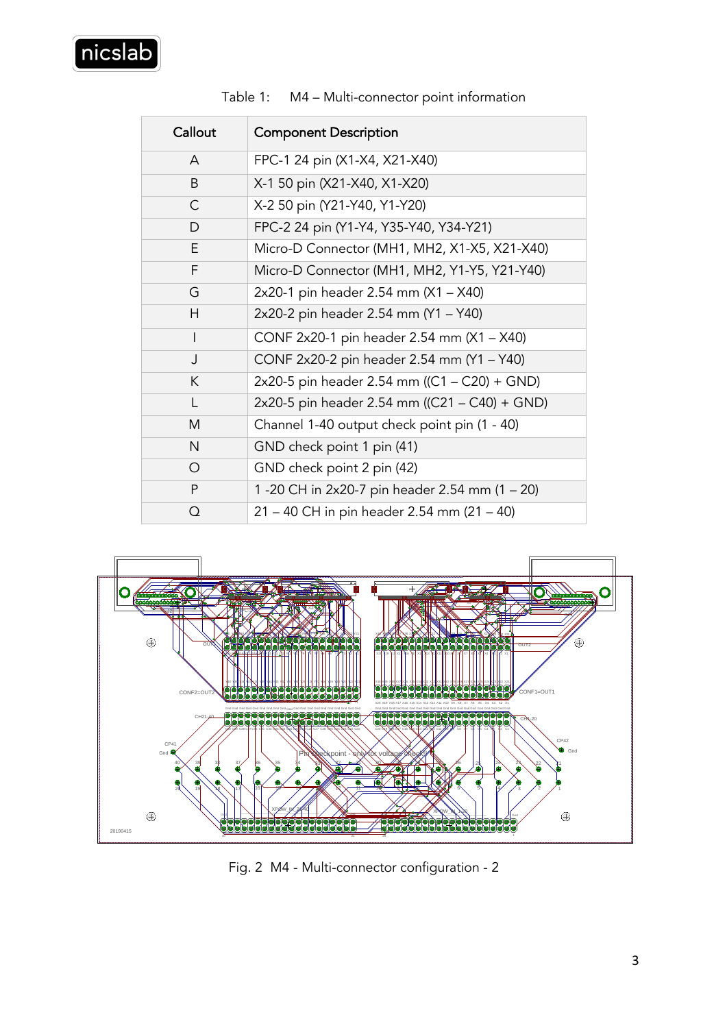Table 1: M4 – Multi-connector point information

| Callout | Component Description |
|---|---|
| A | FPC-1 24 pin (X1-X4, X21-X40) |
| B | X-1 50 pin (X21-X40, X1-X20) |
| C | X-2 50 pin (Y21-Y40, Y1-Y20) |
| D | FPC-2 24 pin (Y1-Y4, Y35-Y40, Y34-Y21) |
| E | Micro-D Connector (MH1, MH2, X1-X5, X21-X40) |
| F | Micro-D Connector (MH1, MH2, Y1-Y5, Y21-Y40) |
| G | 2x20-1 pin header 2.54 mm (X1 – X40) |
| H | 2x20-2 pin header 2.54 mm (Y1 – Y40) |
| I | CONF 2x20-1 pin header 2.54 mm (X1 – X40) |
| J | CONF 2x20-2 pin header 2.54 mm (Y1 – Y40) |
| K | 2x20-5 pin header 2.54 mm ((C1 – C20) + GND) |
| L | 2x20-5 pin header 2.54 mm ((C21 – C40) + GND) |
| M | Channel 1-40 output check point pin (1 - 40) |
| N | GND check point 1 pin (41) |
| O | GND check point 2 pin (42) |
| P | 1 -20 CH in 2x20-7 pin header 2.54 mm (1 – 20) |
| Q | 21 – 40 CH in pin header 2.54 mm (21 – 40) |

Fig. 2 M4 - Multi-connector configuration - 2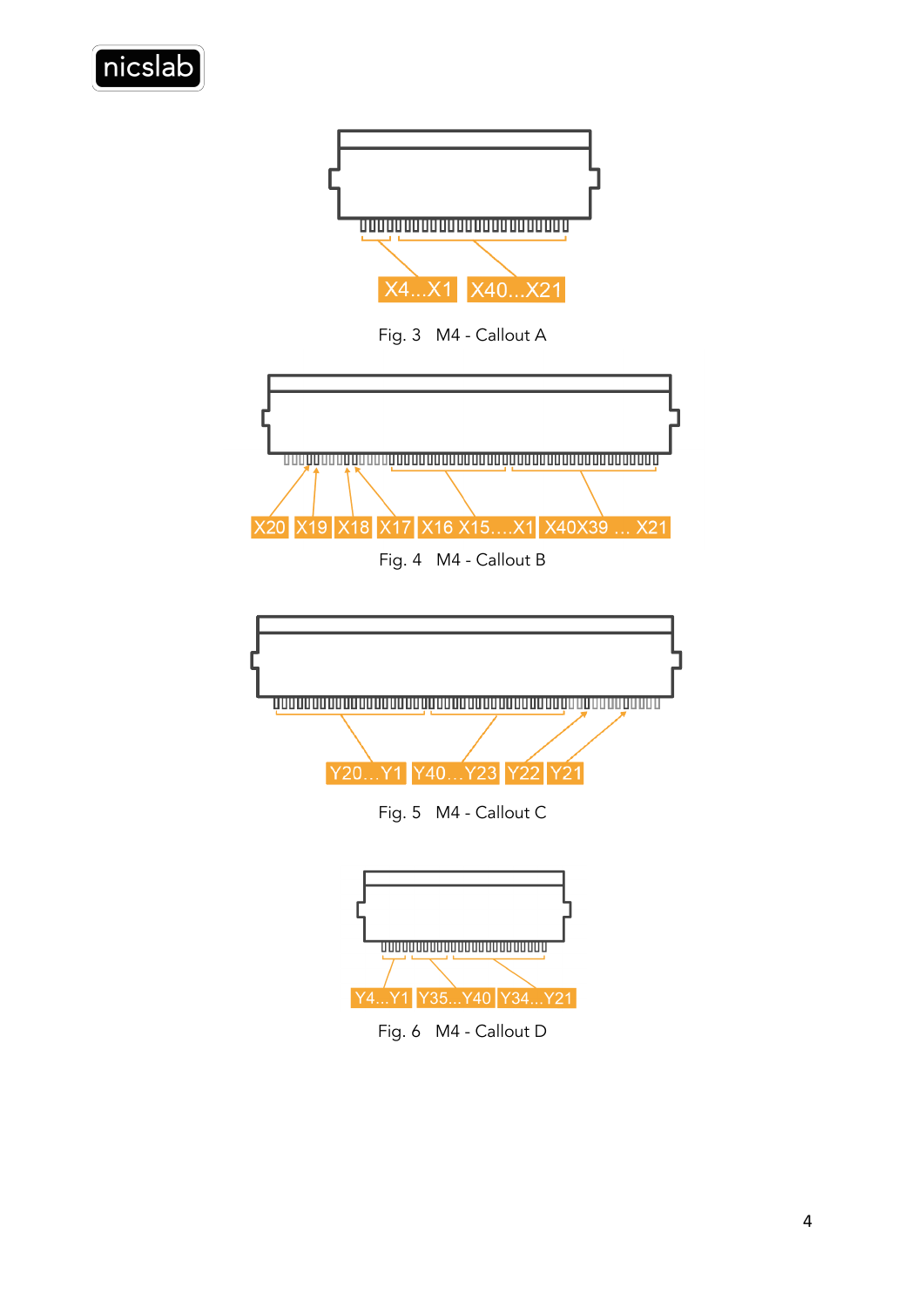X4...X1 X40...X21

Fig. 3 M4 - Callout A

X20 X19 X18 X17 X16 X15....X1 X40X39 ... X21

Fig. 4 M4 - Callout B

Y20...Y1 Y40...Y23 Y22 Y21

Fig. 5 M4 - Callout C

Y4...Y1 Y35...Y40 Y34...Y21

Fig. 6 M4 - Callout D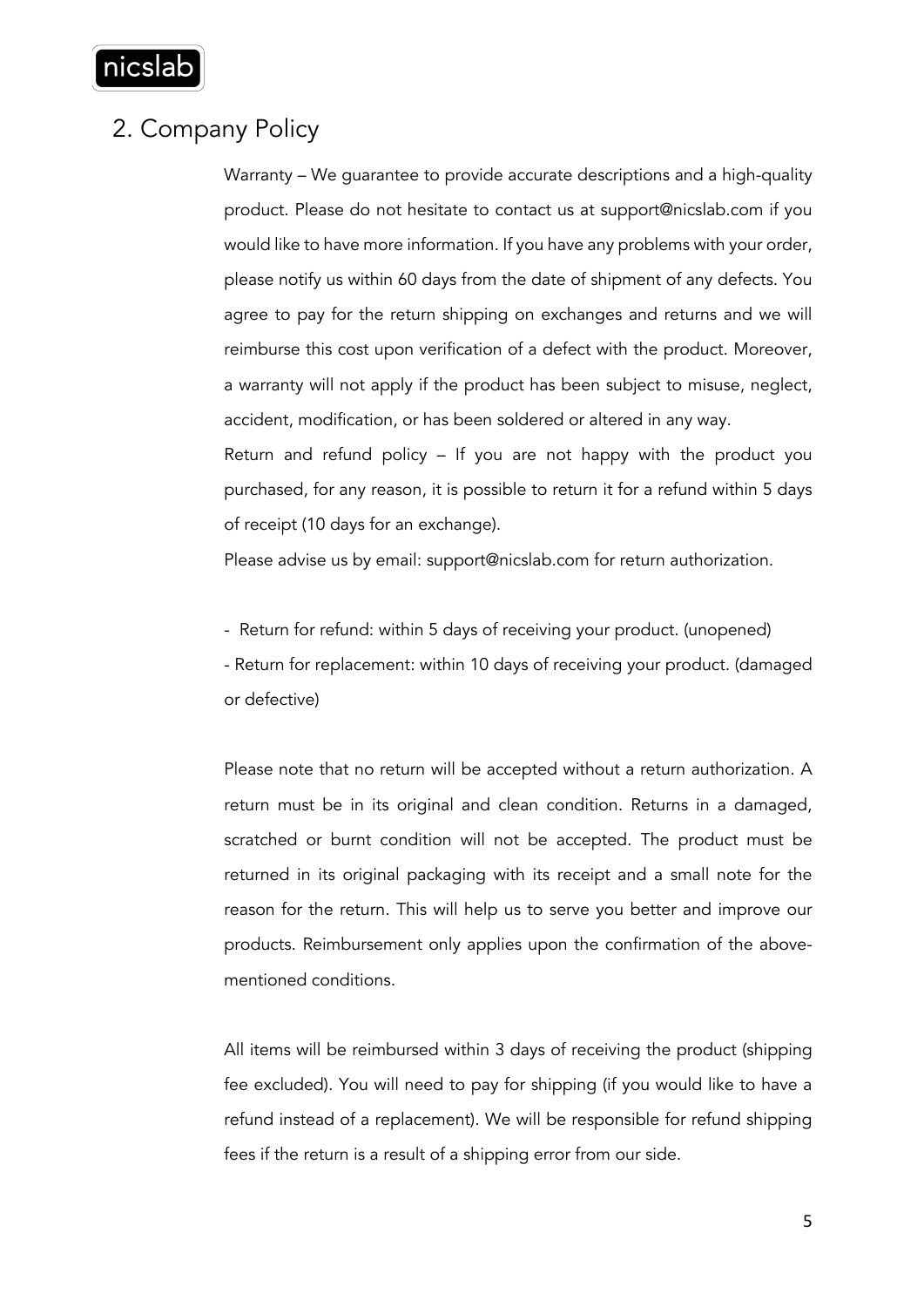## 2. Company Policy

Warranty – We guarantee to provide accurate descriptions and a high-quality product. Please do not hesitate to contact us at support@nicslab.com if you would like to have more information. If you have any problems with your order, please notify us within 60 days from the date of shipment of any defects. You agree to pay for the return shipping on exchanges and returns and we will reimburse this cost upon verification of a defect with the product. Moreover, a warranty will not apply if the product has been subject to misuse, neglect, accident, modification, or has been soldered or altered in any way.

Return and refund policy – If you are not happy with the product you purchased, for any reason, it is possible to return it for a refund within 5 days of receipt (10 days for an exchange).

Please advise us by email: support@nicslab.com for return authorization.

- Return for refund: within 5 days of receiving your product. (unopened)
- Return for replacement: within 10 days of receiving your product. (damaged or defective)

Please note that no return will be accepted without a return authorization. A return must be in its original and clean condition. Returns in a damaged, scratched or burnt condition will not be accepted. The product must be returned in its original packaging with its receipt and a small note for the reason for the return. This will help us to serve you better and improve our products. Reimbursement only applies upon the confirmation of the above-mentioned conditions.

All items will be reimbursed within 3 days of receiving the product (shipping fee excluded). You will need to pay for shipping (if you would like to have a refund instead of a replacement). We will be responsible for refund shipping fees if the return is a result of a shipping error from our side.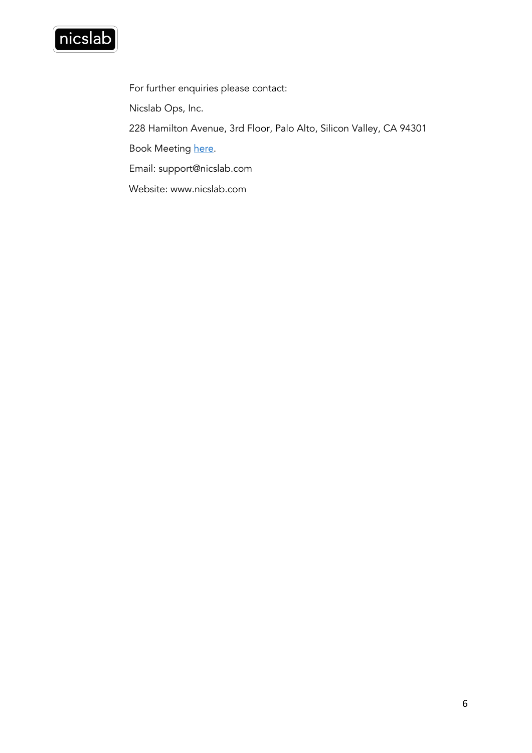nicslab

For further enquiries please contact:

Nicslab Ops, Inc.

228 Hamilton Avenue, 3rd Floor, Palo Alto, Silicon Valley, CA 94301

Book Meeting here.

Email: support@nicslab.com

Website: www.nicslab.com